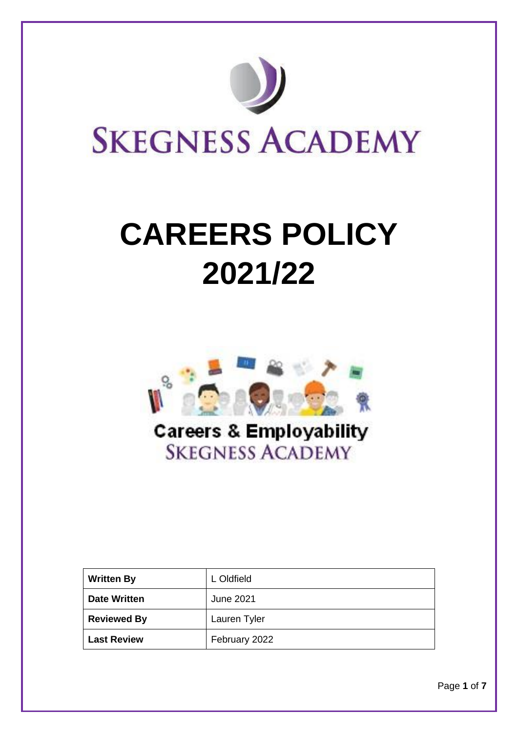# SKEGNESS ACADEMY

# CAREERS POLICY 2021/22

Careers & Employability
SKEGNESS ACADEMY

| Written By | L Oldfield |
| --- | --- |
| Date Written | June 2021 |
| Reviewed By | Lauren Tyler |
| Last Review | February 2022 |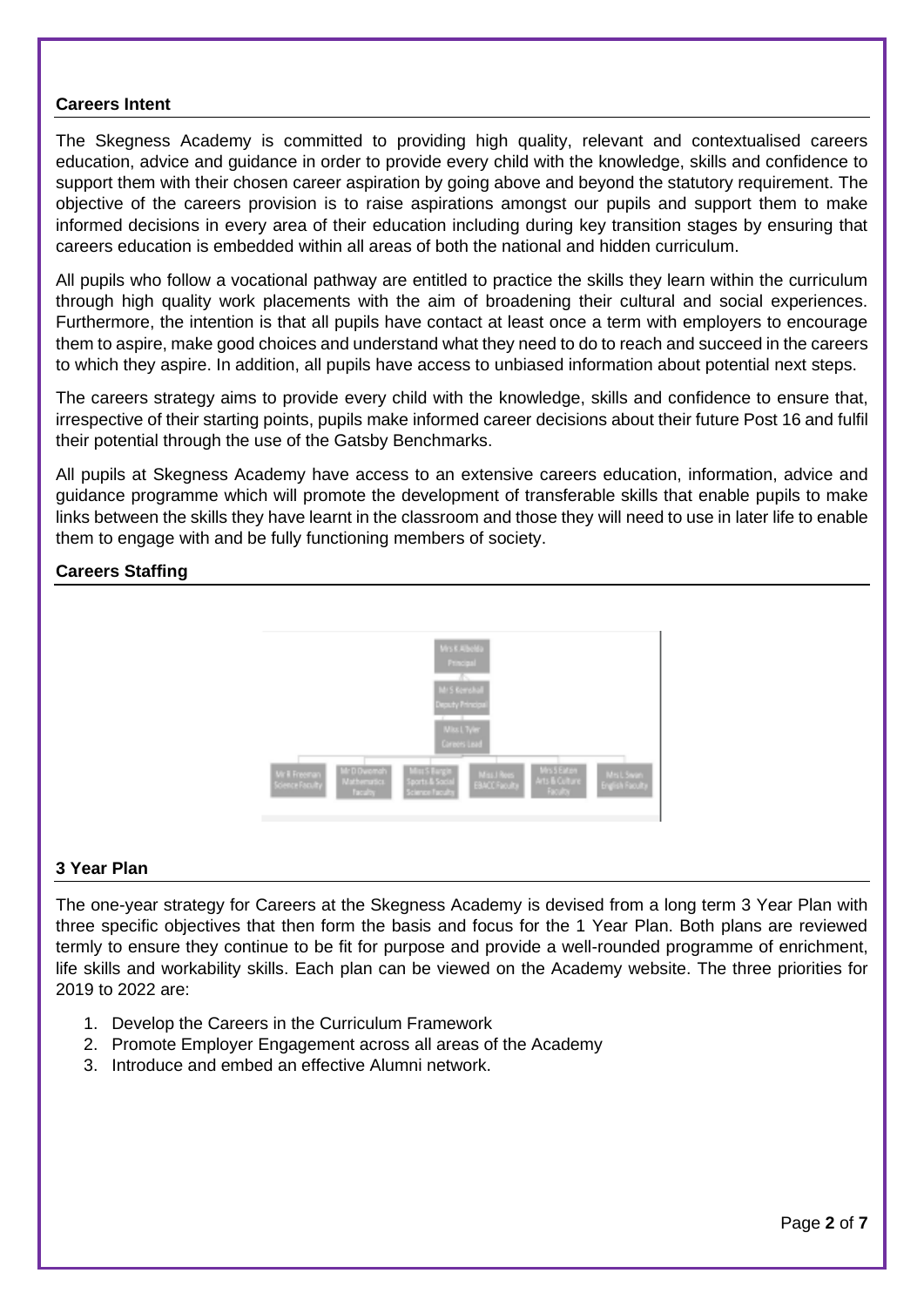## Careers Intent

The Skegness Academy is committed to providing high quality, relevant and contextualised careers education, advice and guidance in order to provide every child with the knowledge, skills and confidence to support them with their chosen career aspiration by going above and beyond the statutory requirement. The objective of the careers provision is to raise aspirations amongst our pupils and support them to make informed decisions in every area of their education including during key transition stages by ensuring that careers education is embedded within all areas of both the national and hidden curriculum.

All pupils who follow a vocational pathway are entitled to practice the skills they learn within the curriculum through high quality work placements with the aim of broadening their cultural and social experiences. Furthermore, the intention is that all pupils have contact at least once a term with employers to encourage them to aspire, make good choices and understand what they need to do to reach and succeed in the careers to which they aspire. In addition, all pupils have access to unbiased information about potential next steps.

The careers strategy aims to provide every child with the knowledge, skills and confidence to ensure that, irrespective of their starting points, pupils make informed career decisions about their future Post 16 and fulfil their potential through the use of the Gatsby Benchmarks.

All pupils at Skegness Academy have access to an extensive careers education, information, advice and guidance programme which will promote the development of transferable skills that enable pupils to make links between the skills they have learnt in the classroom and those they will need to use in later life to enable them to engage with and be fully functioning members of society.

## Careers Staffing

- Mrs K Albolla – Principal
- Mr S Kershall – Deputy Principal
- Miss L Tyler – Careers Lead
  - Mr R Freeman – Science Faculty
  - Mr D Dwomoh – Mathematics Faculty
  - Miss S Bargin – Sports & Social Science Faculty
  - Miss J Rees – EBACC Faculty
  - Mrs S Eaton – Arts & Culture Faculty
  - Mrs L Swan – English Faculty

## 3 Year Plan

The one-year strategy for Careers at the Skegness Academy is devised from a long term 3 Year Plan with three specific objectives that then form the basis and focus for the 1 Year Plan. Both plans are reviewed termly to ensure they continue to be fit for purpose and provide a well-rounded programme of enrichment, life skills and workability skills. Each plan can be viewed on the Academy website. The three priorities for 2019 to 2022 are:

1. Develop the Careers in the Curriculum Framework
2. Promote Employer Engagement across all areas of the Academy
3. Introduce and embed an effective Alumni network.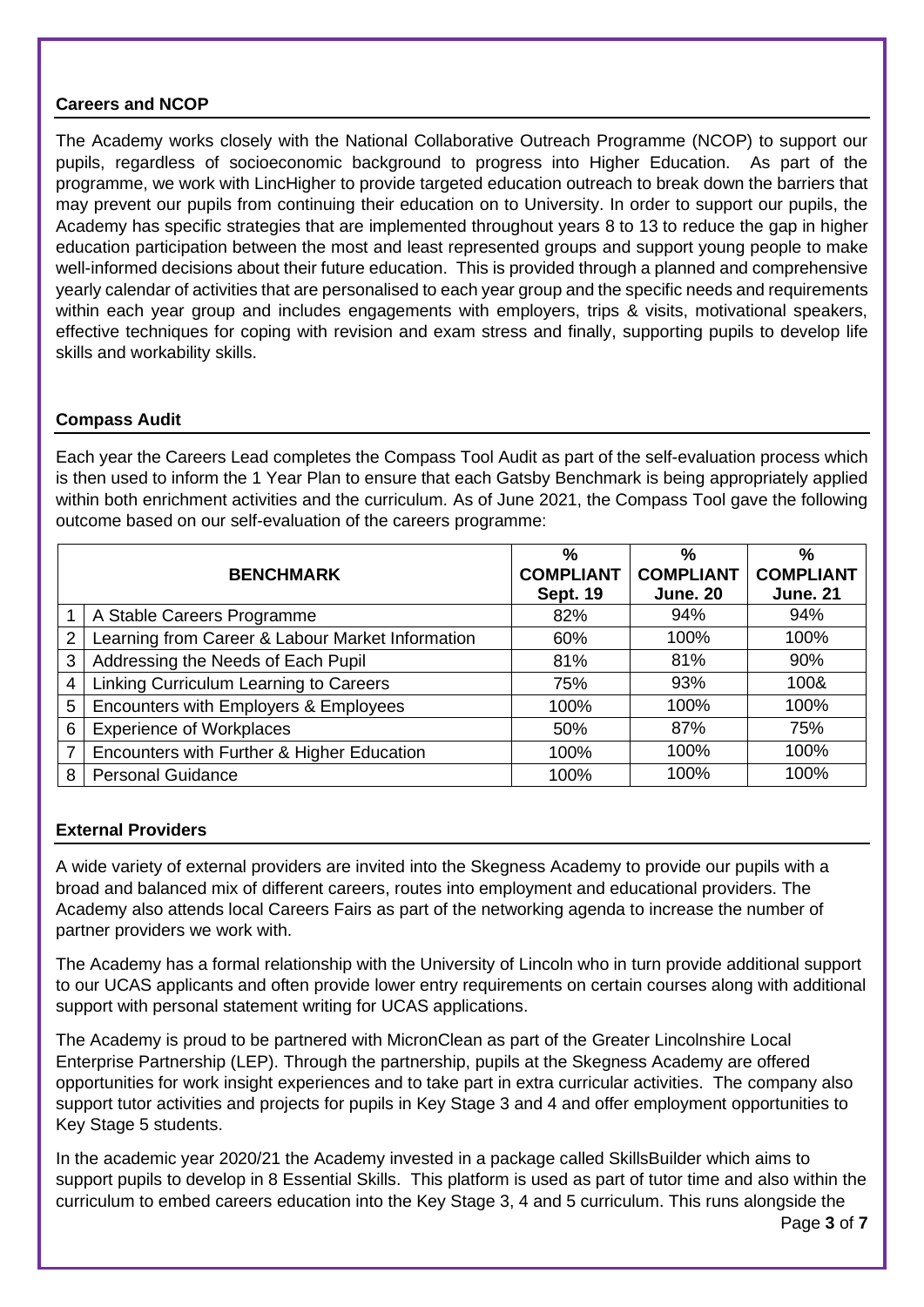## Careers and NCOP

The Academy works closely with the National Collaborative Outreach Programme (NCOP) to support our pupils, regardless of socioeconomic background to progress into Higher Education. As part of the programme, we work with LincHigher to provide targeted education outreach to break down the barriers that may prevent our pupils from continuing their education on to University. In order to support our pupils, the Academy has specific strategies that are implemented throughout years 8 to 13 to reduce the gap in higher education participation between the most and least represented groups and support young people to make well-informed decisions about their future education. This is provided through a planned and comprehensive yearly calendar of activities that are personalised to each year group and the specific needs and requirements within each year group and includes engagements with employers, trips & visits, motivational speakers, effective techniques for coping with revision and exam stress and finally, supporting pupils to develop life skills and workability skills.

## Compass Audit

Each year the Careers Lead completes the Compass Tool Audit as part of the self-evaluation process which is then used to inform the 1 Year Plan to ensure that each Gatsby Benchmark is being appropriately applied within both enrichment activities and the curriculum. As of June 2021, the Compass Tool gave the following outcome based on our self-evaluation of the careers programme:

| | BENCHMARK | % COMPLIANT Sept. 19 | % COMPLIANT June. 20 | % COMPLIANT June. 21 |
|---|---|---|---|---|
| 1 | A Stable Careers Programme | 82% | 94% | 94% |
| 2 | Learning from Career & Labour Market Information | 60% | 100% | 100% |
| 3 | Addressing the Needs of Each Pupil | 81% | 81% | 90% |
| 4 | Linking Curriculum Learning to Careers | 75% | 93% | 100& |
| 5 | Encounters with Employers & Employees | 100% | 100% | 100% |
| 6 | Experience of Workplaces | 50% | 87% | 75% |
| 7 | Encounters with Further & Higher Education | 100% | 100% | 100% |
| 8 | Personal Guidance | 100% | 100% | 100% |

## External Providers

A wide variety of external providers are invited into the Skegness Academy to provide our pupils with a broad and balanced mix of different careers, routes into employment and educational providers. The Academy also attends local Careers Fairs as part of the networking agenda to increase the number of partner providers we work with.

The Academy has a formal relationship with the University of Lincoln who in turn provide additional support to our UCAS applicants and often provide lower entry requirements on certain courses along with additional support with personal statement writing for UCAS applications.

The Academy is proud to be partnered with MicronClean as part of the Greater Lincolnshire Local Enterprise Partnership (LEP). Through the partnership, pupils at the Skegness Academy are offered opportunities for work insight experiences and to take part in extra curricular activities. The company also support tutor activities and projects for pupils in Key Stage 3 and 4 and offer employment opportunities to Key Stage 5 students.

In the academic year 2020/21 the Academy invested in a package called SkillsBuilder which aims to support pupils to develop in 8 Essential Skills. This platform is used as part of tutor time and also within the curriculum to embed careers education into the Key Stage 3, 4 and 5 curriculum. This runs alongside the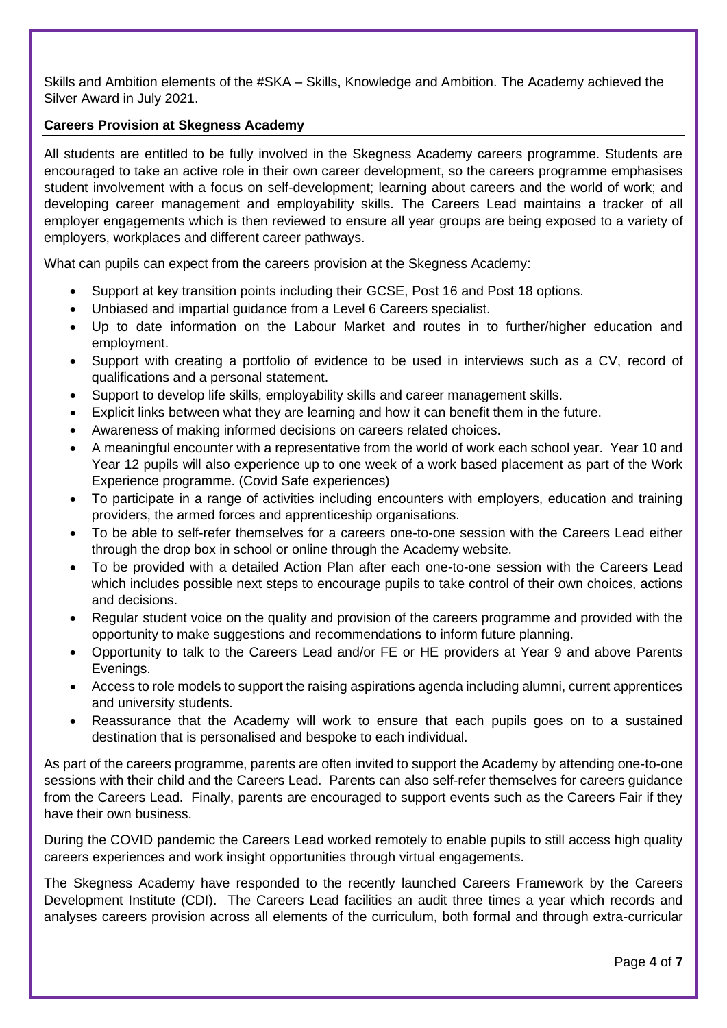Skills and Ambition elements of the #SKA – Skills, Knowledge and Ambition. The Academy achieved the Silver Award in July 2021.

## Careers Provision at Skegness Academy

All students are entitled to be fully involved in the Skegness Academy careers programme. Students are encouraged to take an active role in their own career development, so the careers programme emphasises student involvement with a focus on self-development; learning about careers and the world of work; and developing career management and employability skills. The Careers Lead maintains a tracker of all employer engagements which is then reviewed to ensure all year groups are being exposed to a variety of employers, workplaces and different career pathways.

What can pupils can expect from the careers provision at the Skegness Academy:

- Support at key transition points including their GCSE, Post 16 and Post 18 options.
- Unbiased and impartial guidance from a Level 6 Careers specialist.
- Up to date information on the Labour Market and routes in to further/higher education and employment.
- Support with creating a portfolio of evidence to be used in interviews such as a CV, record of qualifications and a personal statement.
- Support to develop life skills, employability skills and career management skills.
- Explicit links between what they are learning and how it can benefit them in the future.
- Awareness of making informed decisions on careers related choices.
- A meaningful encounter with a representative from the world of work each school year. Year 10 and Year 12 pupils will also experience up to one week of a work based placement as part of the Work Experience programme. (Covid Safe experiences)
- To participate in a range of activities including encounters with employers, education and training providers, the armed forces and apprenticeship organisations.
- To be able to self-refer themselves for a careers one-to-one session with the Careers Lead either through the drop box in school or online through the Academy website.
- To be provided with a detailed Action Plan after each one-to-one session with the Careers Lead which includes possible next steps to encourage pupils to take control of their own choices, actions and decisions.
- Regular student voice on the quality and provision of the careers programme and provided with the opportunity to make suggestions and recommendations to inform future planning.
- Opportunity to talk to the Careers Lead and/or FE or HE providers at Year 9 and above Parents Evenings.
- Access to role models to support the raising aspirations agenda including alumni, current apprentices and university students.
- Reassurance that the Academy will work to ensure that each pupils goes on to a sustained destination that is personalised and bespoke to each individual.

As part of the careers programme, parents are often invited to support the Academy by attending one-to-one sessions with their child and the Careers Lead. Parents can also self-refer themselves for careers guidance from the Careers Lead. Finally, parents are encouraged to support events such as the Careers Fair if they have their own business.

During the COVID pandemic the Careers Lead worked remotely to enable pupils to still access high quality careers experiences and work insight opportunities through virtual engagements.

The Skegness Academy have responded to the recently launched Careers Framework by the Careers Development Institute (CDI). The Careers Lead facilities an audit three times a year which records and analyses careers provision across all elements of the curriculum, both formal and through extra-curricular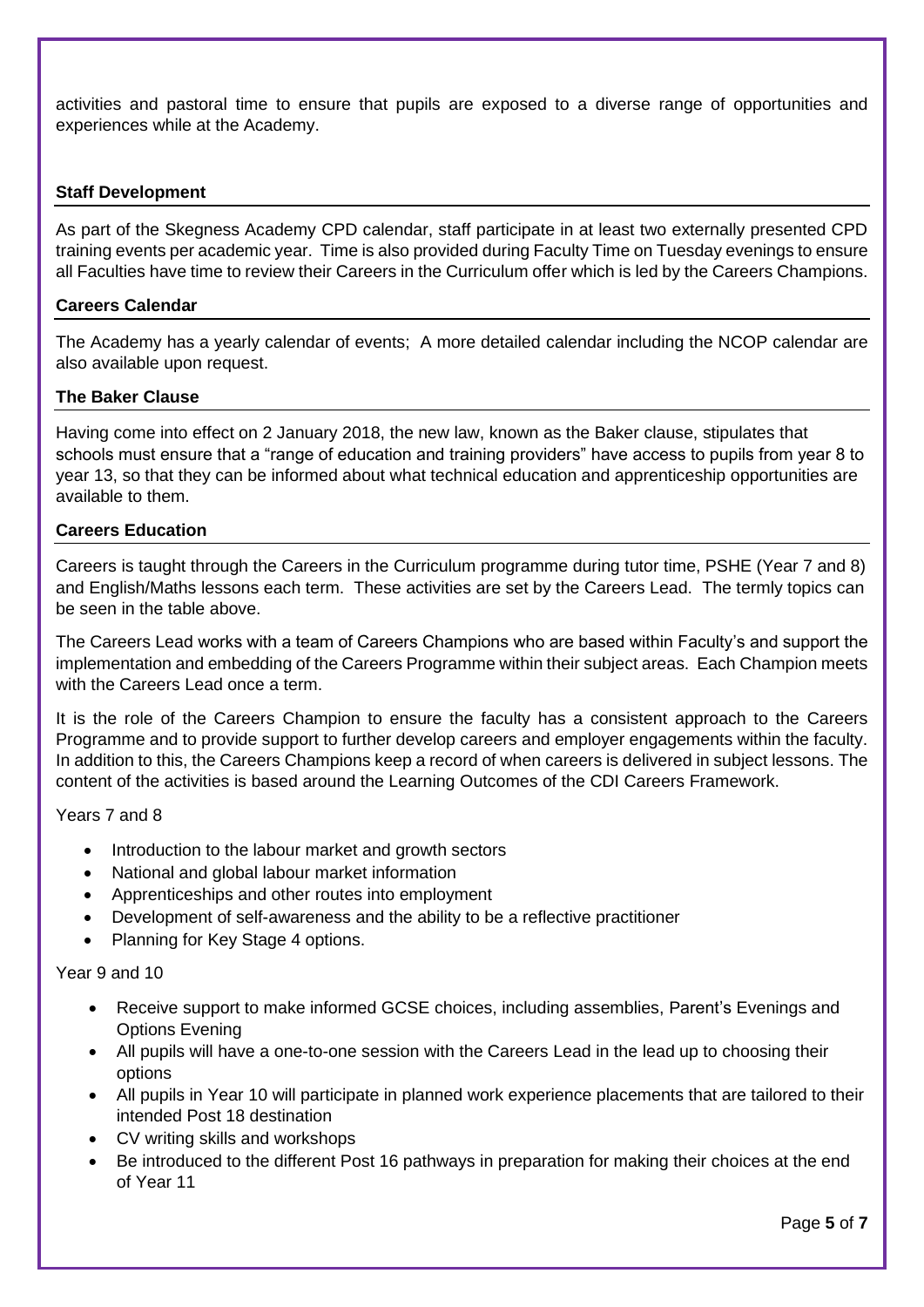activities and pastoral time to ensure that pupils are exposed to a diverse range of opportunities and experiences while at the Academy.

## Staff Development

As part of the Skegness Academy CPD calendar, staff participate in at least two externally presented CPD training events per academic year. Time is also provided during Faculty Time on Tuesday evenings to ensure all Faculties have time to review their Careers in the Curriculum offer which is led by the Careers Champions.

## Careers Calendar

The Academy has a yearly calendar of events; A more detailed calendar including the NCOP calendar are also available upon request.

## The Baker Clause

Having come into effect on 2 January 2018, the new law, known as the Baker clause, stipulates that schools must ensure that a "range of education and training providers" have access to pupils from year 8 to year 13, so that they can be informed about what technical education and apprenticeship opportunities are available to them.

## Careers Education

Careers is taught through the Careers in the Curriculum programme during tutor time, PSHE (Year 7 and 8) and English/Maths lessons each term. These activities are set by the Careers Lead. The termly topics can be seen in the table above.

The Careers Lead works with a team of Careers Champions who are based within Faculty's and support the implementation and embedding of the Careers Programme within their subject areas. Each Champion meets with the Careers Lead once a term.

It is the role of the Careers Champion to ensure the faculty has a consistent approach to the Careers Programme and to provide support to further develop careers and employer engagements within the faculty. In addition to this, the Careers Champions keep a record of when careers is delivered in subject lessons. The content of the activities is based around the Learning Outcomes of the CDI Careers Framework.

Years 7 and 8

- Introduction to the labour market and growth sectors
- National and global labour market information
- Apprenticeships and other routes into employment
- Development of self-awareness and the ability to be a reflective practitioner
- Planning for Key Stage 4 options.

Year 9 and 10

- Receive support to make informed GCSE choices, including assemblies, Parent's Evenings and Options Evening
- All pupils will have a one-to-one session with the Careers Lead in the lead up to choosing their options
- All pupils in Year 10 will participate in planned work experience placements that are tailored to their intended Post 18 destination
- CV writing skills and workshops
- Be introduced to the different Post 16 pathways in preparation for making their choices at the end of Year 11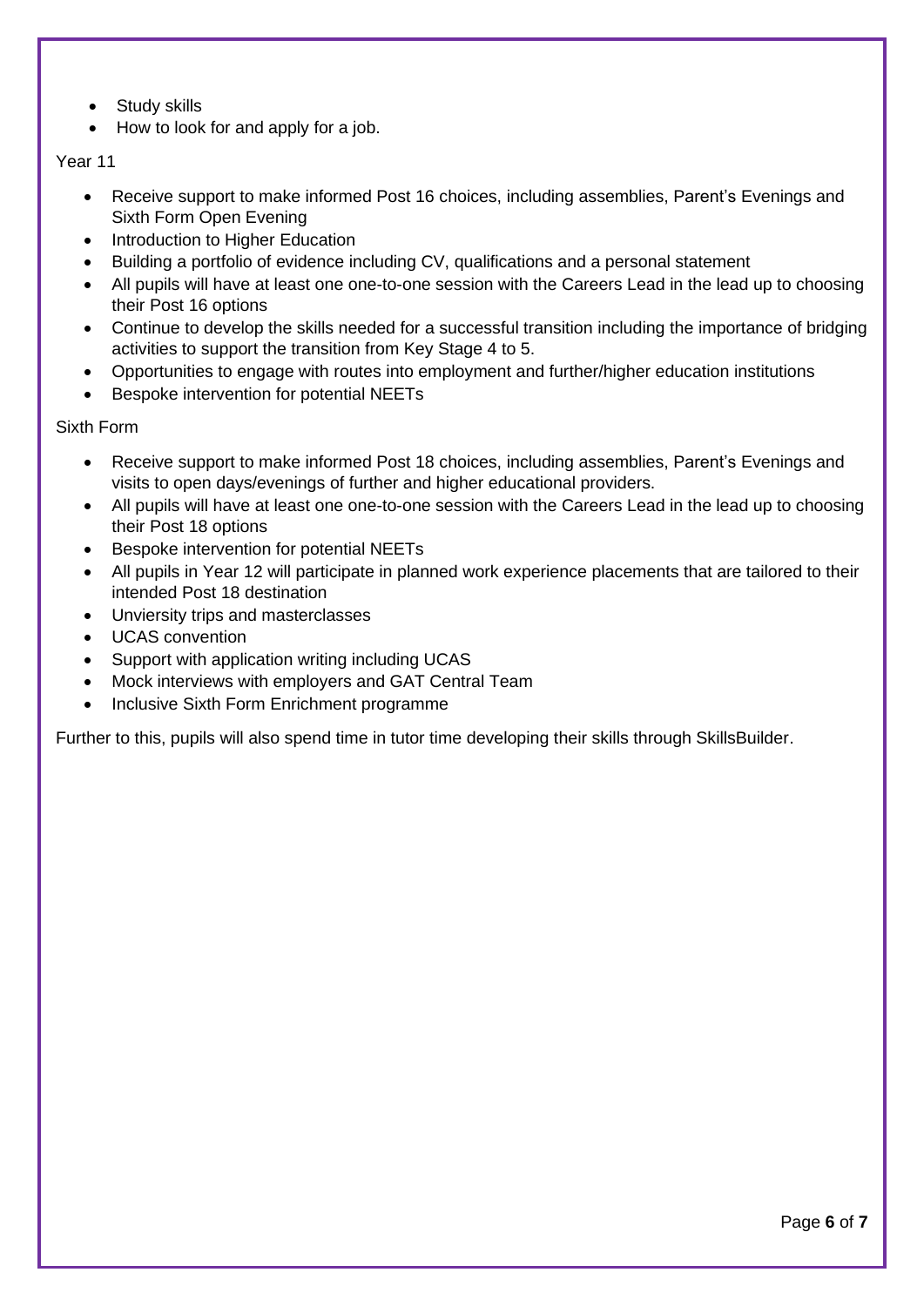- Study skills
- How to look for and apply for a job.

Year 11

- Receive support to make informed Post 16 choices, including assemblies, Parent's Evenings and Sixth Form Open Evening
- Introduction to Higher Education
- Building a portfolio of evidence including CV, qualifications and a personal statement
- All pupils will have at least one one-to-one session with the Careers Lead in the lead up to choosing their Post 16 options
- Continue to develop the skills needed for a successful transition including the importance of bridging activities to support the transition from Key Stage 4 to 5.
- Opportunities to engage with routes into employment and further/higher education institutions
- Bespoke intervention for potential NEETs

Sixth Form

- Receive support to make informed Post 18 choices, including assemblies, Parent's Evenings and visits to open days/evenings of further and higher educational providers.
- All pupils will have at least one one-to-one session with the Careers Lead in the lead up to choosing their Post 18 options
- Bespoke intervention for potential NEETs
- All pupils in Year 12 will participate in planned work experience placements that are tailored to their intended Post 18 destination
- Unviersity trips and masterclasses
- UCAS convention
- Support with application writing including UCAS
- Mock interviews with employers and GAT Central Team
- Inclusive Sixth Form Enrichment programme

Further to this, pupils will also spend time in tutor time developing their skills through SkillsBuilder.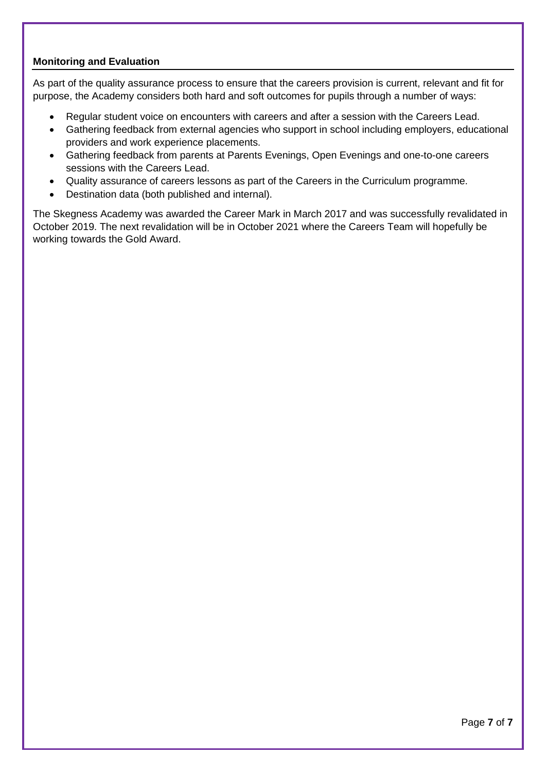**Monitoring and Evaluation**

As part of the quality assurance process to ensure that the careers provision is current, relevant and fit for purpose, the Academy considers both hard and soft outcomes for pupils through a number of ways:

- Regular student voice on encounters with careers and after a session with the Careers Lead.
- Gathering feedback from external agencies who support in school including employers, educational providers and work experience placements.
- Gathering feedback from parents at Parents Evenings, Open Evenings and one-to-one careers sessions with the Careers Lead.
- Quality assurance of careers lessons as part of the Careers in the Curriculum programme.
- Destination data (both published and internal).

The Skegness Academy was awarded the Career Mark in March 2017 and was successfully revalidated in October 2019. The next revalidation will be in October 2021 where the Careers Team will hopefully be working towards the Gold Award.